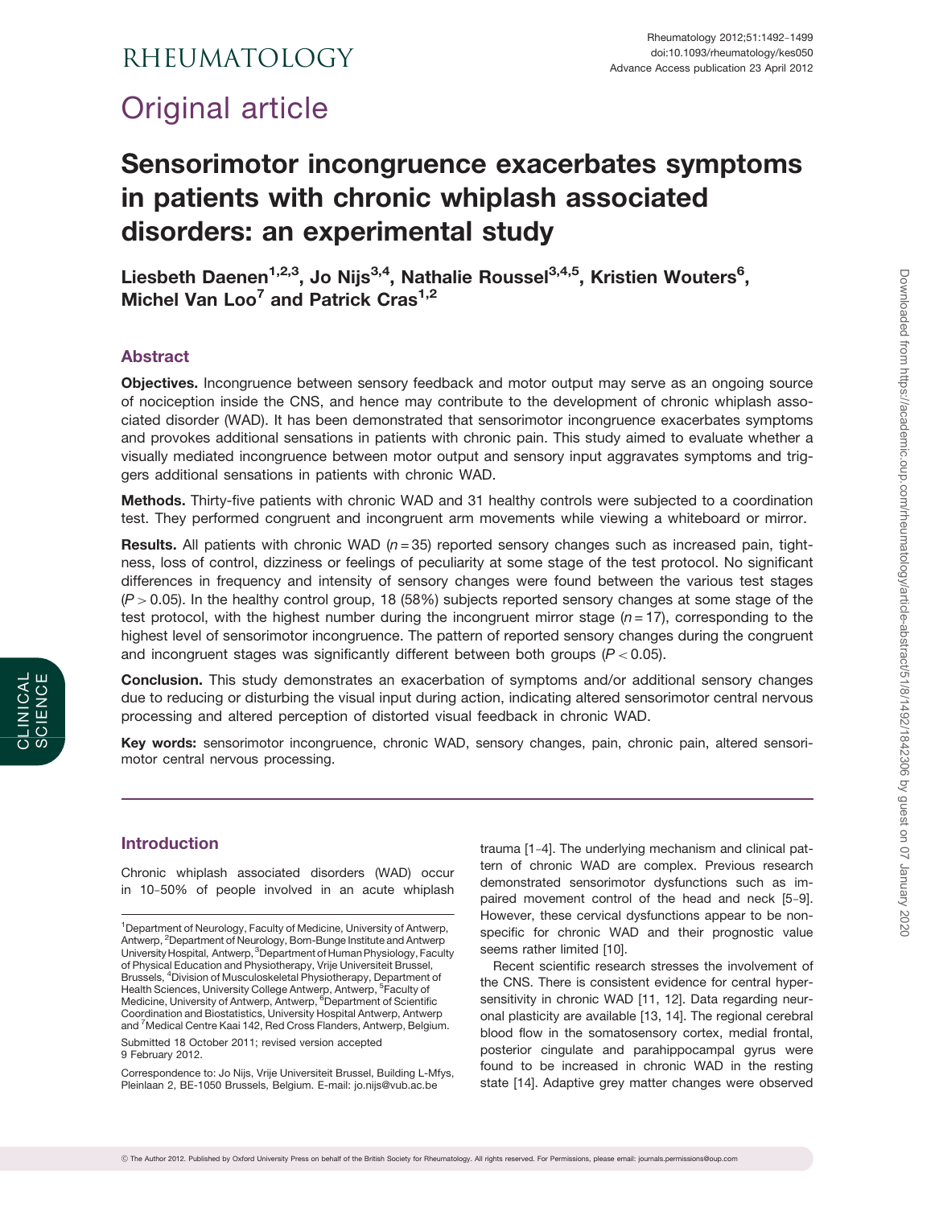Original article

# Sensorimotor incongruence exacerbates symptoms in patients with chronic whiplash associated disorders: an experimental study

**Liesbeth Daenen[1,2,3], Jo Nijs[3,4], Nathalie Roussel[3,4,5], Kristien Wouters[6], Michel Van Loo[7] and Patrick Cras[1,2]**

## Abstract

**Objectives.** Incongruence between sensory feedback and motor output may serve as an ongoing source of nociception inside the CNS, and hence may contribute to the development of chronic whiplash associated disorder (WAD). It has been demonstrated that sensorimotor incongruence exacerbates symptoms and provokes additional sensations in patients with chronic pain. This study aimed to evaluate whether a visually mediated incongruence between motor output and sensory input aggravates symptoms and triggers additional sensations in patients with chronic WAD.

**Methods.** Thirty-five patients with chronic WAD and 31 healthy controls were subjected to a coordination test. They performed congruent and incongruent arm movements while viewing a whiteboard or mirror.

**Results.** All patients with chronic WAD ($n = 35$) reported sensory changes such as increased pain, tightness, loss of control, dizziness or feelings of peculiarity at some stage of the test protocol. No significant differences in frequency and intensity of sensory changes were found between the various test stages ($P > 0.05$). In the healthy control group, 18 (58%) subjects reported sensory changes at some stage of the test protocol, with the highest number during the incongruent mirror stage ($n = 17$), corresponding to the highest level of sensorimotor incongruence. The pattern of reported sensory changes during the congruent and incongruent stages was significantly different between both groups ($P < 0.05$).

**Conclusion.** This study demonstrates an exacerbation of symptoms and/or additional sensory changes due to reducing or disturbing the visual input during action, indicating altered sensorimotor central nervous processing and altered perception of distorted visual feedback in chronic WAD.

**Key words:** sensorimotor incongruence, chronic WAD, sensory changes, pain, chronic pain, altered sensorimotor central nervous processing.

## Introduction

Chronic whiplash associated disorders (WAD) occur in 10–50% of people involved in an acute whiplash trauma [1–4]. The underlying mechanism and clinical pattern of chronic WAD are complex. Previous research demonstrated sensorimotor dysfunctions such as impaired movement control of the head and neck [5–9]. However, these cervical dysfunctions appear to be non-specific for chronic WAD and their prognostic value seems rather limited [10].

Recent scientific research stresses the involvement of the CNS. There is consistent evidence for central hypersensitivity in chronic WAD [11, 12]. Data regarding neuronal plasticity are available [13, 14]. The regional cerebral blood flow in the somatosensory cortex, medial frontal, posterior cingulate and parahippocampal gyrus were found to be increased in chronic WAD in the resting state [14]. Adaptive grey matter changes were observed

[1]Department of Neurology, Faculty of Medicine, University of Antwerp, Antwerp, [2]Department of Neurology, Born-Bunge Institute and Antwerp University Hospital, Antwerp, [3]Department of Human Physiology, Faculty of Physical Education and Physiotherapy, Vrije Universiteit Brussel, Brussels, [4]Division of Musculoskeletal Physiotherapy, Department of Health Sciences, University College Antwerp, Antwerp, [5]Faculty of Medicine, University of Antwerp, Antwerp, [6]Department of Scientific Coordination and Biostatistics, University Hospital Antwerp, Antwerp and [7]Medical Centre Kaai 142, Red Cross Flanders, Antwerp, Belgium.

Submitted 18 October 2011; revised version accepted 9 February 2012.

Correspondence to: Jo Nijs, Vrije Universiteit Brussel, Building L-Mfys, Pleinlaan 2, BE-1050 Brussels, Belgium. E-mail: jo.nijs@vub.ac.be

© The Author 2012. Published by Oxford University Press on behalf of the British Society for Rheumatology. All rights reserved. For Permissions, please email: journals.permissions@oup.com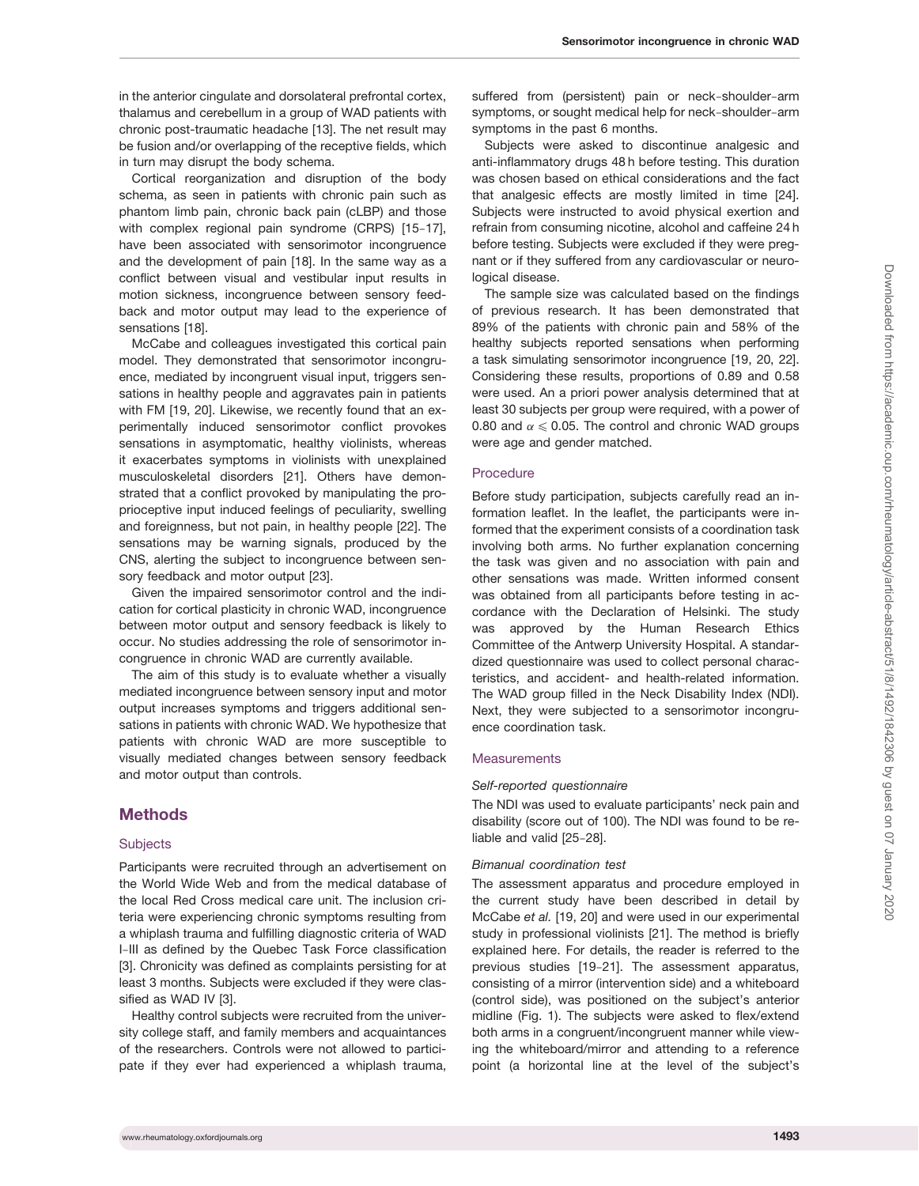in the anterior cingulate and dorsolateral prefrontal cortex, thalamus and cerebellum in a group of WAD patients with chronic post-traumatic headache [13]. The net result may be fusion and/or overlapping of the receptive fields, which in turn may disrupt the body schema.

Cortical reorganization and disruption of the body schema, as seen in patients with chronic pain such as phantom limb pain, chronic back pain (cLBP) and those with complex regional pain syndrome (CRPS) [15–17], have been associated with sensorimotor incongruence and the development of pain [18]. In the same way as a conflict between visual and vestibular input results in motion sickness, incongruence between sensory feedback and motor output may lead to the experience of sensations [18].

McCabe and colleagues investigated this cortical pain model. They demonstrated that sensorimotor incongruence, mediated by incongruent visual input, triggers sensations in healthy people and aggravates pain in patients with FM [19, 20]. Likewise, we recently found that an experimentally induced sensorimotor conflict provokes sensations in asymptomatic, healthy violinists, whereas it exacerbates symptoms in violinists with unexplained musculoskeletal disorders [21]. Others have demonstrated that a conflict provoked by manipulating the proprioceptive input induced feelings of peculiarity, swelling and foreignness, but not pain, in healthy people [22]. The sensations may be warning signals, produced by the CNS, alerting the subject to incongruence between sensory feedback and motor output [23].

Given the impaired sensorimotor control and the indication for cortical plasticity in chronic WAD, incongruence between motor output and sensory feedback is likely to occur. No studies addressing the role of sensorimotor incongruence in chronic WAD are currently available.

The aim of this study is to evaluate whether a visually mediated incongruence between sensory input and motor output increases symptoms and triggers additional sensations in patients with chronic WAD. We hypothesize that patients with chronic WAD are more susceptible to visually mediated changes between sensory feedback and motor output than controls.

## Methods

### Subjects

Participants were recruited through an advertisement on the World Wide Web and from the medical database of the local Red Cross medical care unit. The inclusion criteria were experiencing chronic symptoms resulting from a whiplash trauma and fulfilling diagnostic criteria of WAD I–III as defined by the Quebec Task Force classification [3]. Chronicity was defined as complaints persisting for at least 3 months. Subjects were excluded if they were classified as WAD IV [3].

Healthy control subjects were recruited from the university college staff, and family members and acquaintances of the researchers. Controls were not allowed to participate if they ever had experienced a whiplash trauma, suffered from (persistent) pain or neck–shoulder–arm symptoms, or sought medical help for neck–shoulder–arm symptoms in the past 6 months.

Subjects were asked to discontinue analgesic and anti-inflammatory drugs 48 h before testing. This duration was chosen based on ethical considerations and the fact that analgesic effects are mostly limited in time [24]. Subjects were instructed to avoid physical exertion and refrain from consuming nicotine, alcohol and caffeine 24 h before testing. Subjects were excluded if they were pregnant or if they suffered from any cardiovascular or neurological disease.

The sample size was calculated based on the findings of previous research. It has been demonstrated that 89% of the patients with chronic pain and 58% of the healthy subjects reported sensations when performing a task simulating sensorimotor incongruence [19, 20, 22]. Considering these results, proportions of 0.89 and 0.58 were used. An a priori power analysis determined that at least 30 subjects per group were required, with a power of 0.80 and $\alpha \leqslant 0.05$. The control and chronic WAD groups were age and gender matched.

### Procedure

Before study participation, subjects carefully read an information leaflet. In the leaflet, the participants were informed that the experiment consists of a coordination task involving both arms. No further explanation concerning the task was given and no association with pain and other sensations was made. Written informed consent was obtained from all participants before testing in accordance with the Declaration of Helsinki. The study was approved by the Human Research Ethics Committee of the Antwerp University Hospital. A standardized questionnaire was used to collect personal characteristics, and accident- and health-related information. The WAD group filled in the Neck Disability Index (NDI). Next, they were subjected to a sensorimotor incongruence coordination task.

### Measurements

#### *Self-reported questionnaire*

The NDI was used to evaluate participants' neck pain and disability (score out of 100). The NDI was found to be reliable and valid [25–28].

#### *Bimanual coordination test*

The assessment apparatus and procedure employed in the current study have been described in detail by McCabe *et al.* [19, 20] and were used in our experimental study in professional violinists [21]. The method is briefly explained here. For details, the reader is referred to the previous studies [19–21]. The assessment apparatus, consisting of a mirror (intervention side) and a whiteboard (control side), was positioned on the subject's anterior midline (Fig. 1). The subjects were asked to flex/extend both arms in a congruent/incongruent manner while viewing the whiteboard/mirror and attending to a reference point (a horizontal line at the level of the subject's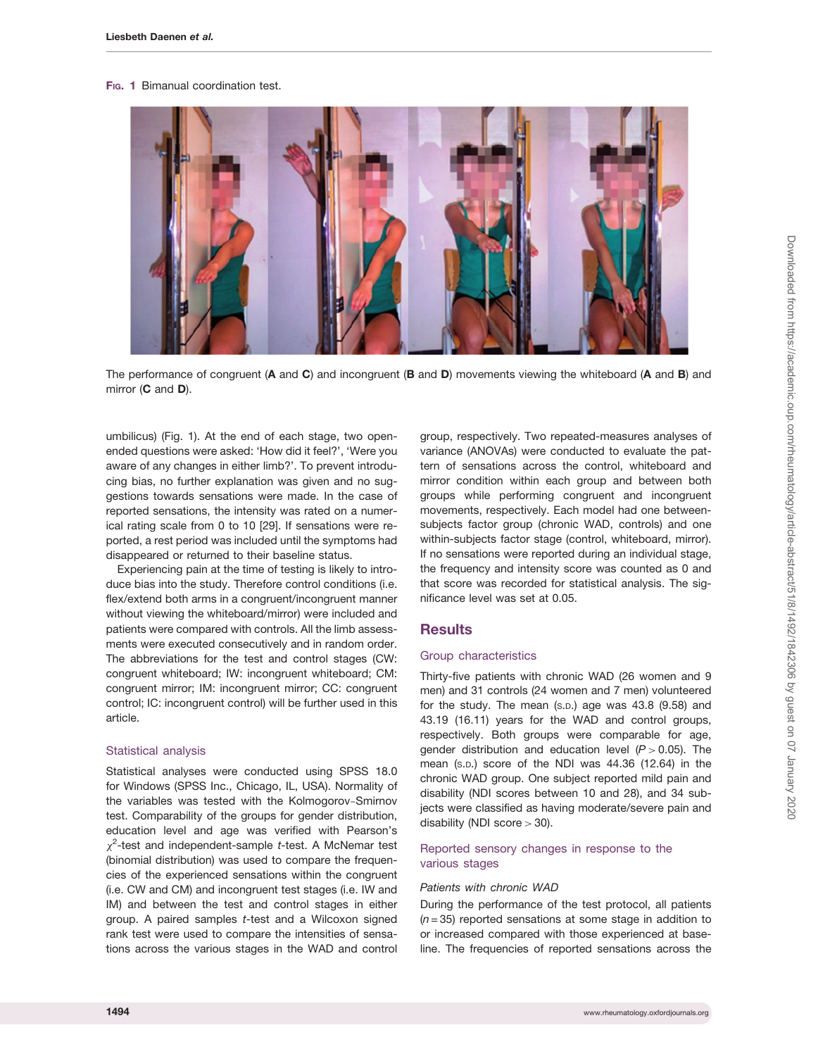**Fig. 1** Bimanual coordination test.

The performance of congruent (**A** and **C**) and incongruent (**B** and **D**) movements viewing the whiteboard (**A** and **B**) and mirror (**C** and **D**).

umbilicus) (Fig. 1). At the end of each stage, two open-ended questions were asked: 'How did it feel?', 'Were you aware of any changes in either limb?'. To prevent introducing bias, no further explanation was given and no suggestions towards sensations were made. In the case of reported sensations, the intensity was rated on a numerical rating scale from 0 to 10 [29]. If sensations were reported, a rest period was included until the symptoms had disappeared or returned to their baseline status.

Experiencing pain at the time of testing is likely to introduce bias into the study. Therefore control conditions (i.e. flex/extend both arms in a congruent/incongruent manner without viewing the whiteboard/mirror) were included and patients were compared with controls. All the limb assessments were executed consecutively and in random order. The abbreviations for the test and control stages (CW: congruent whiteboard; IW: incongruent whiteboard; CM: congruent mirror; IM: incongruent mirror; CC: congruent control; IC: incongruent control) will be further used in this article.

### Statistical analysis

Statistical analyses were conducted using SPSS 18.0 for Windows (SPSS Inc., Chicago, IL, USA). Normality of the variables was tested with the Kolmogorov–Smirnov test. Comparability of the groups for gender distribution, education level and age was verified with Pearson's $\chi^2$-test and independent-sample *t*-test. A McNemar test (binomial distribution) was used to compare the frequencies of the experienced sensations within the congruent (i.e. CW and CM) and incongruent test stages (i.e. IW and IM) and between the test and control stages in either group. A paired samples *t*-test and a Wilcoxon signed rank test were used to compare the intensities of sensations across the various stages in the WAD and control group, respectively. Two repeated-measures analyses of variance (ANOVAs) were conducted to evaluate the pattern of sensations across the control, whiteboard and mirror condition within each group and between both groups while performing congruent and incongruent movements, respectively. Each model had one between-subjects factor group (chronic WAD, controls) and one within-subjects factor stage (control, whiteboard, mirror). If no sensations were reported during an individual stage, the frequency and intensity score was counted as 0 and that score was recorded for statistical analysis. The significance level was set at 0.05.

## Results

### Group characteristics

Thirty-five patients with chronic WAD (26 women and 9 men) and 31 controls (24 women and 7 men) volunteered for the study. The mean (S.D.) age was 43.8 (9.58) and 43.19 (16.11) years for the WAD and control groups, respectively. Both groups were comparable for age, gender distribution and education level ($P > 0.05$). The mean (S.D.) score of the NDI was 44.36 (12.64) in the chronic WAD group. One subject reported mild pain and disability (NDI scores between 10 and 28), and 34 subjects were classified as having moderate/severe pain and disability (NDI score > 30).

### Reported sensory changes in response to the various stages

#### *Patients with chronic WAD*

During the performance of the test protocol, all patients ($n = 35$) reported sensations at some stage in addition to or increased compared with those experienced at baseline. The frequencies of reported sensations across the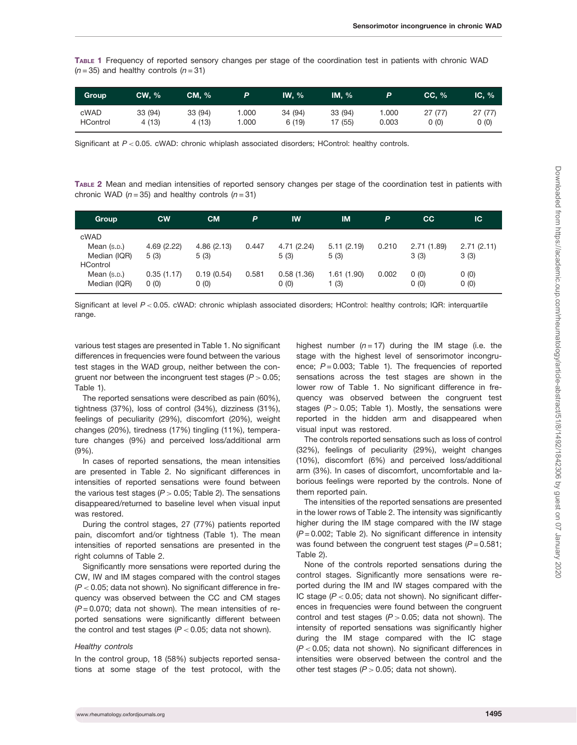**Table 1** Frequency of reported sensory changes per stage of the coordination test in patients with chronic WAD ($n = 35$) and healthy controls ($n = 31$)

| Group | CW, % | CM, % | P | IW, % | IM, % | P | CC, % | IC, % |
|---|---|---|---|---|---|---|---|---|
| cWAD | 33 (94) | 33 (94) | 1.000 | 34 (94) | 33 (94) | 1.000 | 27 (77) | 27 (77) |
| HControl | 4 (13) | 4 (13) | 1.000 | 6 (19) | 17 (55) | 0.003 | 0 (0) | 0 (0) |

Significant at $P < 0.05$. cWAD: chronic whiplash associated disorders; HControl: healthy controls.

**Table 2** Mean and median intensities of reported sensory changes per stage of the coordination test in patients with chronic WAD ($n = 35$) and healthy controls ($n = 31$)

| Group | CW | CM | P | IW | IM | P | CC | IC |
|---|---|---|---|---|---|---|---|---|
| cWAD | | | | | | | | |
| Mean (S.D.) | 4.69 (2.22) | 4.86 (2.13) | 0.447 | 4.71 (2.24) | 5.11 (2.19) | 0.210 | 2.71 (1.89) | 2.71 (2.11) |
| Median (IQR) | 5 (3) | 5 (3) | | 5 (3) | 5 (3) | | 3 (3) | 3 (3) |
| HControl | | | | | | | | |
| Mean (S.D.) | 0.35 (1.17) | 0.19 (0.54) | 0.581 | 0.58 (1.36) | 1.61 (1.90) | 0.002 | 0 (0) | 0 (0) |
| Median (IQR) | 0 (0) | 0 (0) | | 0 (0) | 1 (3) | | 0 (0) | 0 (0) |

Significant at level $P < 0.05$. cWAD: chronic whiplash associated disorders; HControl: healthy controls; IQR: interquartile range.

various test stages are presented in Table 1. No significant differences in frequencies were found between the various test stages in the WAD group, neither between the congruent nor between the incongruent test stages ($P > 0.05$; Table 1).

The reported sensations were described as pain (60%), tightness (37%), loss of control (34%), dizziness (31%), feelings of peculiarity (29%), discomfort (20%), weight changes (20%), tiredness (17%) tingling (11%), temperature changes (9%) and perceived loss/additional arm (9%).

In cases of reported sensations, the mean intensities are presented in Table 2. No significant differences in intensities of reported sensations were found between the various test stages ($P > 0.05$; Table 2). The sensations disappeared/returned to baseline level when visual input was restored.

During the control stages, 27 (77%) patients reported pain, discomfort and/or tightness (Table 1). The mean intensities of reported sensations are presented in the right columns of Table 2.

Significantly more sensations were reported during the CW, IW and IM stages compared with the control stages ($P < 0.05$; data not shown). No significant difference in frequency was observed between the CC and CM stages ($P = 0.070$; data not shown). The mean intensities of reported sensations were significantly different between the control and test stages ($P < 0.05$; data not shown).

*Healthy controls*

In the control group, 18 (58%) subjects reported sensations at some stage of the test protocol, with the highest number ($n = 17$) during the IM stage (i.e. the stage with the highest level of sensorimotor incongruence; $P = 0.003$; Table 1). The frequencies of reported sensations across the test stages are shown in the lower row of Table 1. No significant difference in frequency was observed between the congruent test stages ($P > 0.05$; Table 1). Mostly, the sensations were reported in the hidden arm and disappeared when visual input was restored.

The controls reported sensations such as loss of control (32%), feelings of peculiarity (29%), weight changes (10%), discomfort (6%) and perceived loss/additional arm (3%). In cases of discomfort, uncomfortable and laborious feelings were reported by the controls. None of them reported pain.

The intensities of the reported sensations are presented in the lower rows of Table 2. The intensity was significantly higher during the IM stage compared with the IW stage ($P = 0.002$; Table 2). No significant difference in intensity was found between the congruent test stages ($P = 0.581$; Table 2).

None of the controls reported sensations during the control stages. Significantly more sensations were reported during the IM and IW stages compared with the IC stage ($P < 0.05$; data not shown). No significant differences in frequencies were found between the congruent control and test stages ($P > 0.05$; data not shown). The intensity of reported sensations was significantly higher during the IM stage compared with the IC stage ($P < 0.05$; data not shown). No significant differences in intensities were observed between the control and the other test stages ($P > 0.05$; data not shown).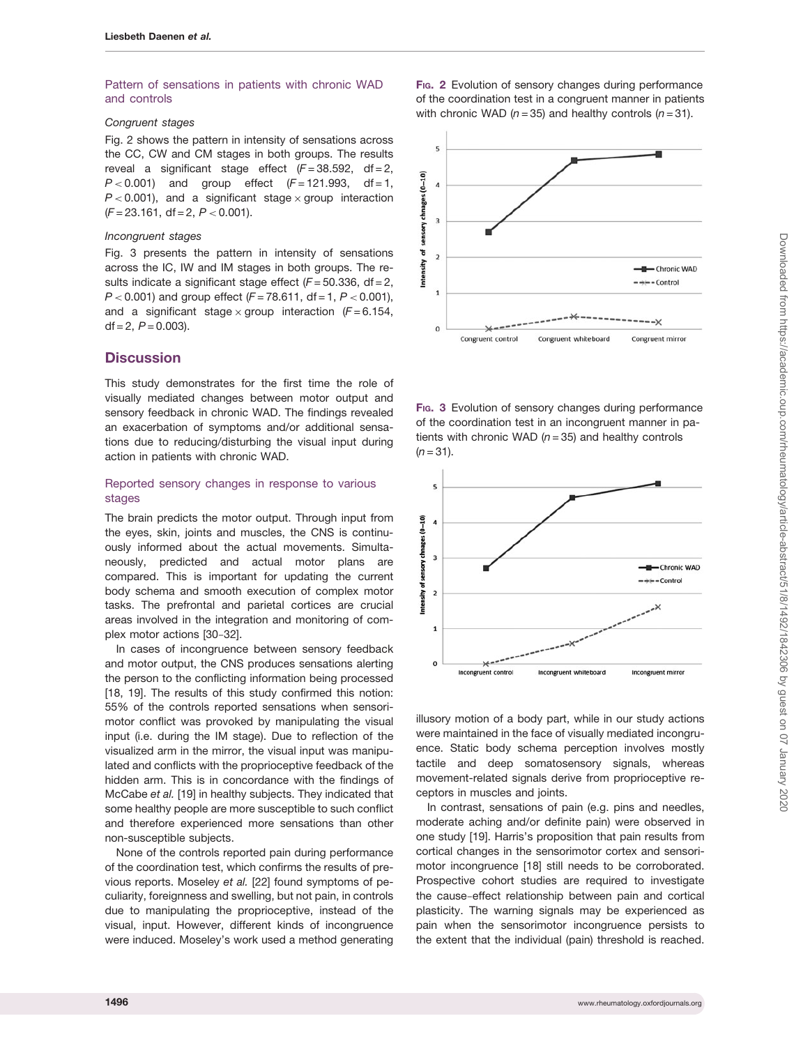### Pattern of sensations in patients with chronic WAD and controls

#### *Congruent stages*

Fig. 2 shows the pattern in intensity of sensations across the CC, CW and CM stages in both groups. The results reveal a significant stage effect ($F = 38.592$, df = 2, $P < 0.001$) and group effect ($F = 121.993$, df = 1, $P < 0.001$), and a significant stage × group interaction ($F = 23.161$, df = 2, $P < 0.001$).

#### *Incongruent stages*

Fig. 3 presents the pattern in intensity of sensations across the IC, IW and IM stages in both groups. The results indicate a significant stage effect ($F = 50.336$, df = 2, $P < 0.001$) and group effect ($F = 78.611$, df = 1, $P < 0.001$), and a significant stage × group interaction ($F = 6.154$, df = 2, $P = 0.003$).

**Fig. 2** Evolution of sensory changes during performance of the coordination test in a congruent manner in patients with chronic WAD ($n = 35$) and healthy controls ($n = 31$).

**Fig. 3** Evolution of sensory changes during performance of the coordination test in an incongruent manner in patients with chronic WAD ($n = 35$) and healthy controls ($n = 31$).

## Discussion

This study demonstrates for the first time the role of visually mediated changes between motor output and sensory feedback in chronic WAD. The findings revealed an exacerbation of symptoms and/or additional sensations due to reducing/disturbing the visual input during action in patients with chronic WAD.

### Reported sensory changes in response to various stages

The brain predicts the motor output. Through input from the eyes, skin, joints and muscles, the CNS is continuously informed about the actual movements. Simultaneously, predicted and actual motor plans are compared. This is important for updating the current body schema and smooth execution of complex motor tasks. The prefrontal and parietal cortices are crucial areas involved in the integration and monitoring of complex motor actions [30–32].

In cases of incongruence between sensory feedback and motor output, the CNS produces sensations alerting the person to the conflicting information being processed [18, 19]. The results of this study confirmed this notion: 55% of the controls reported sensations when sensorimotor conflict was provoked by manipulating the visual input (i.e. during the IM stage). Due to reflection of the visualized arm in the mirror, the visual input was manipulated and conflicts with the proprioceptive feedback of the hidden arm. This is in concordance with the findings of McCabe *et al.* [19] in healthy subjects. They indicated that some healthy people are more susceptible to such conflict and therefore experienced more sensations than other non-susceptible subjects.

None of the controls reported pain during performance of the coordination test, which confirms the results of previous reports. Moseley *et al.* [22] found symptoms of peculiarity, foreignness and swelling, but not pain, in controls due to manipulating the proprioceptive, instead of the visual, input. However, different kinds of incongruence were induced. Moseley's work used a method generating illusory motion of a body part, while in our study actions were maintained in the face of visually mediated incongruence. Static body schema perception involves mostly tactile and deep somatosensory signals, whereas movement-related signals derive from proprioceptive receptors in muscles and joints.

In contrast, sensations of pain (e.g. pins and needles, moderate aching and/or definite pain) were observed in one study [19]. Harris's proposition that pain results from cortical changes in the sensorimotor cortex and sensorimotor incongruence [18] still needs to be corroborated. Prospective cohort studies are required to investigate the cause–effect relationship between pain and cortical plasticity. The warning signals may be experienced as pain when the sensorimotor incongruence persists to the extent that the individual (pain) threshold is reached.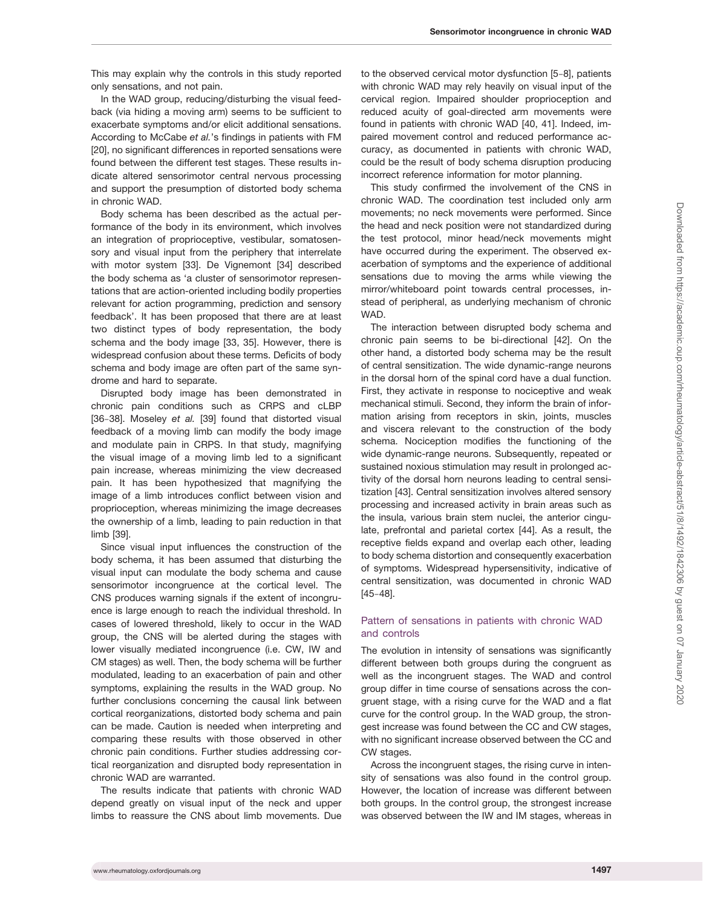This may explain why the controls in this study reported only sensations, and not pain.

In the WAD group, reducing/disturbing the visual feedback (via hiding a moving arm) seems to be sufficient to exacerbate symptoms and/or elicit additional sensations. According to McCabe *et al.*'s findings in patients with FM [20], no significant differences in reported sensations were found between the different test stages. These results indicate altered sensorimotor central nervous processing and support the presumption of distorted body schema in chronic WAD.

Body schema has been described as the actual performance of the body in its environment, which involves an integration of proprioceptive, vestibular, somatosensory and visual input from the periphery that interrelate with motor system [33]. De Vignemont [34] described the body schema as 'a cluster of sensorimotor representations that are action-oriented including bodily properties relevant for action programming, prediction and sensory feedback'. It has been proposed that there are at least two distinct types of body representation, the body schema and the body image [33, 35]. However, there is widespread confusion about these terms. Deficits of body schema and body image are often part of the same syndrome and hard to separate.

Disrupted body image has been demonstrated in chronic pain conditions such as CRPS and cLBP [36–38]. Moseley *et al.* [39] found that distorted visual feedback of a moving limb can modify the body image and modulate pain in CRPS. In that study, magnifying the visual image of a moving limb led to a significant pain increase, whereas minimizing the view decreased pain. It has been hypothesized that magnifying the image of a limb introduces conflict between vision and proprioception, whereas minimizing the image decreases the ownership of a limb, leading to pain reduction in that limb [39].

Since visual input influences the construction of the body schema, it has been assumed that disturbing the visual input can modulate the body schema and cause sensorimotor incongruence at the cortical level. The CNS produces warning signals if the extent of incongruence is large enough to reach the individual threshold. In cases of lowered threshold, likely to occur in the WAD group, the CNS will be alerted during the stages with lower visually mediated incongruence (i.e. CW, IW and CM stages) as well. Then, the body schema will be further modulated, leading to an exacerbation of pain and other symptoms, explaining the results in the WAD group. No further conclusions concerning the causal link between cortical reorganizations, distorted body schema and pain can be made. Caution is needed when interpreting and comparing these results with those observed in other chronic pain conditions. Further studies addressing cortical reorganization and disrupted body representation in chronic WAD are warranted.

The results indicate that patients with chronic WAD depend greatly on visual input of the neck and upper limbs to reassure the CNS about limb movements. Due to the observed cervical motor dysfunction [5–8], patients with chronic WAD may rely heavily on visual input of the cervical region. Impaired shoulder proprioception and reduced acuity of goal-directed arm movements were found in patients with chronic WAD [40, 41]. Indeed, impaired movement control and reduced performance accuracy, as documented in patients with chronic WAD, could be the result of body schema disruption producing incorrect reference information for motor planning.

This study confirmed the involvement of the CNS in chronic WAD. The coordination test included only arm movements; no neck movements were performed. Since the head and neck position were not standardized during the test protocol, minor head/neck movements might have occurred during the experiment. The observed exacerbation of symptoms and the experience of additional sensations due to moving the arms while viewing the mirror/whiteboard point towards central processes, instead of peripheral, as underlying mechanism of chronic WAD.

The interaction between disrupted body schema and chronic pain seems to be bi-directional [42]. On the other hand, a distorted body schema may be the result of central sensitization. The wide dynamic-range neurons in the dorsal horn of the spinal cord have a dual function. First, they activate in response to nociceptive and weak mechanical stimuli. Second, they inform the brain of information arising from receptors in skin, joints, muscles and viscera relevant to the construction of the body schema. Nociception modifies the functioning of the wide dynamic-range neurons. Subsequently, repeated or sustained noxious stimulation may result in prolonged activity of the dorsal horn neurons leading to central sensitization [43]. Central sensitization involves altered sensory processing and increased activity in brain areas such as the insula, various brain stem nuclei, the anterior cingulate, prefrontal and parietal cortex [44]. As a result, the receptive fields expand and overlap each other, leading to body schema distortion and consequently exacerbation of symptoms. Widespread hypersensitivity, indicative of central sensitization, was documented in chronic WAD [45–48].

### Pattern of sensations in patients with chronic WAD and controls

The evolution in intensity of sensations was significantly different between both groups during the congruent as well as the incongruent stages. The WAD and control group differ in time course of sensations across the congruent stage, with a rising curve for the WAD and a flat curve for the control group. In the WAD group, the strongest increase was found between the CC and CW stages, with no significant increase observed between the CC and CW stages.

Across the incongruent stages, the rising curve in intensity of sensations was also found in the control group. However, the location of increase was different between both groups. In the control group, the strongest increase was observed between the IW and IM stages, whereas in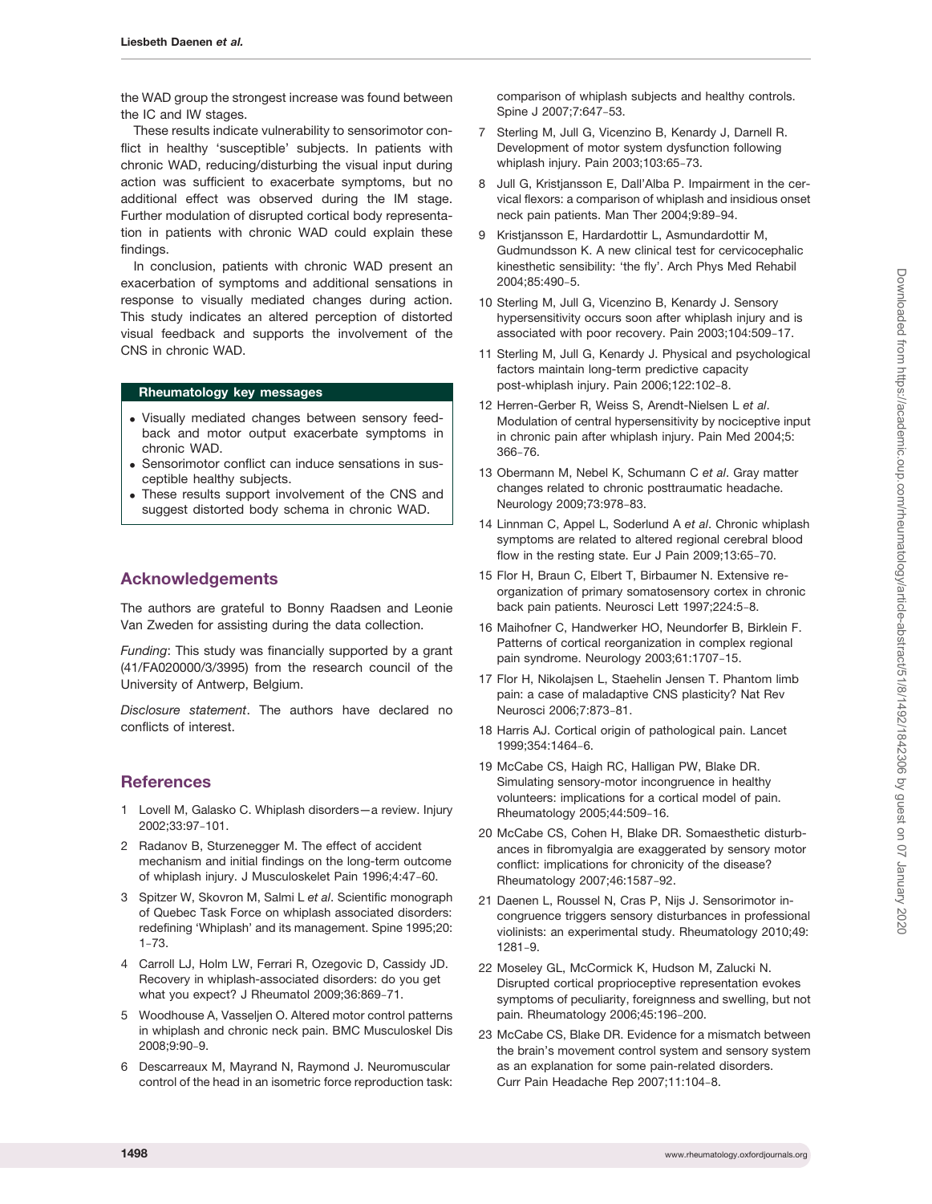the WAD group the strongest increase was found between the IC and IW stages.

These results indicate vulnerability to sensorimotor conflict in healthy 'susceptible' subjects. In patients with chronic WAD, reducing/disturbing the visual input during action was sufficient to exacerbate symptoms, but no additional effect was observed during the IM stage. Further modulation of disrupted cortical body representation in patients with chronic WAD could explain these findings.

In conclusion, patients with chronic WAD present an exacerbation of symptoms and additional sensations in response to visually mediated changes during action. This study indicates an altered perception of distorted visual feedback and supports the involvement of the CNS in chronic WAD.

**Rheumatology key messages**

- Visually mediated changes between sensory feedback and motor output exacerbate symptoms in chronic WAD.
- Sensorimotor conflict can induce sensations in susceptible healthy subjects.
- These results support involvement of the CNS and suggest distorted body schema in chronic WAD.

## Acknowledgements

The authors are grateful to Bonny Raadsen and Leonie Van Zweden for assisting during the data collection.

*Funding*: This study was financially supported by a grant (41/FA020000/3/3995) from the research council of the University of Antwerp, Belgium.

*Disclosure statement*. The authors have declared no conflicts of interest.

## References

1. Lovell M, Galasko C. Whiplash disorders—a review. Injury 2002;33:97–101.
2. Radanov B, Sturzenegger M. The effect of accident mechanism and initial findings on the long-term outcome of whiplash injury. J Musculoskelet Pain 1996;4:47–60.
3. Spitzer W, Skovron M, Salmi L *et al*. Scientific monograph of Quebec Task Force on whiplash associated disorders: redefining 'Whiplash' and its management. Spine 1995;20: 1–73.
4. Carroll LJ, Holm LW, Ferrari R, Ozegovic D, Cassidy JD. Recovery in whiplash-associated disorders: do you get what you expect? J Rheumatol 2009;36:869–71.
5. Woodhouse A, Vasseljen O. Altered motor control patterns in whiplash and chronic neck pain. BMC Musculoskel Dis 2008;9:90–9.
6. Descarreaux M, Mayrand N, Raymond J. Neuromuscular control of the head in an isometric force reproduction task: comparison of whiplash subjects and healthy controls. Spine J 2007;7:647–53.
7. Sterling M, Jull G, Vicenzino B, Kenardy J, Darnell R. Development of motor system dysfunction following whiplash injury. Pain 2003;103:65–73.
8. Jull G, Kristjansson E, Dall'Alba P. Impairment in the cervical flexors: a comparison of whiplash and insidious onset neck pain patients. Man Ther 2004;9:89–94.
9. Kristjansson E, Hardardottir L, Asmundardottir M, Gudmundsson K. A new clinical test for cervicocephalic kinesthetic sensibility: 'the fly'. Arch Phys Med Rehabil 2004;85:490–5.
10. Sterling M, Jull G, Vicenzino B, Kenardy J. Sensory hypersensitivity occurs soon after whiplash injury and is associated with poor recovery. Pain 2003;104:509–17.
11. Sterling M, Jull G, Kenardy J. Physical and psychological factors maintain long-term predictive capacity post-whiplash injury. Pain 2006;122:102–8.
12. Herren-Gerber R, Weiss S, Arendt-Nielsen L *et al*. Modulation of central hypersensitivity by nociceptive input in chronic pain after whiplash injury. Pain Med 2004;5: 366–76.
13. Obermann M, Nebel K, Schumann C *et al*. Gray matter changes related to chronic posttraumatic headache. Neurology 2009;73:978–83.
14. Linnman C, Appel L, Soderlund A *et al*. Chronic whiplash symptoms are related to altered regional cerebral blood flow in the resting state. Eur J Pain 2009;13:65–70.
15. Flor H, Braun C, Elbert T, Birbaumer N. Extensive reorganization of primary somatosensory cortex in chronic back pain patients. Neurosci Lett 1997;224:5–8.
16. Maihofner C, Handwerker HO, Neundorfer B, Birklein F. Patterns of cortical reorganization in complex regional pain syndrome. Neurology 2003;61:1707–15.
17. Flor H, Nikolajsen L, Staehelin Jensen T. Phantom limb pain: a case of maladaptive CNS plasticity? Nat Rev Neurosci 2006;7:873–81.
18. Harris AJ. Cortical origin of pathological pain. Lancet 1999;354:1464–6.
19. McCabe CS, Haigh RC, Halligan PW, Blake DR. Simulating sensory-motor incongruence in healthy volunteers: implications for a cortical model of pain. Rheumatology 2005;44:509–16.
20. McCabe CS, Cohen H, Blake DR. Somaesthetic disturbances in fibromyalgia are exaggerated by sensory motor conflict: implications for chronicity of the disease? Rheumatology 2007;46:1587–92.
21. Daenen L, Roussel N, Cras P, Nijs J. Sensorimotor incongruence triggers sensory disturbances in professional violinists: an experimental study. Rheumatology 2010;49: 1281–9.
22. Moseley GL, McCormick K, Hudson M, Zalucki N. Disrupted cortical proprioceptive representation evokes symptoms of peculiarity, foreignness and swelling, but not pain. Rheumatology 2006;45:196–200.
23. McCabe CS, Blake DR. Evidence for a mismatch between the brain's movement control system and sensory system as an explanation for some pain-related disorders. Curr Pain Headache Rep 2007;11:104–8.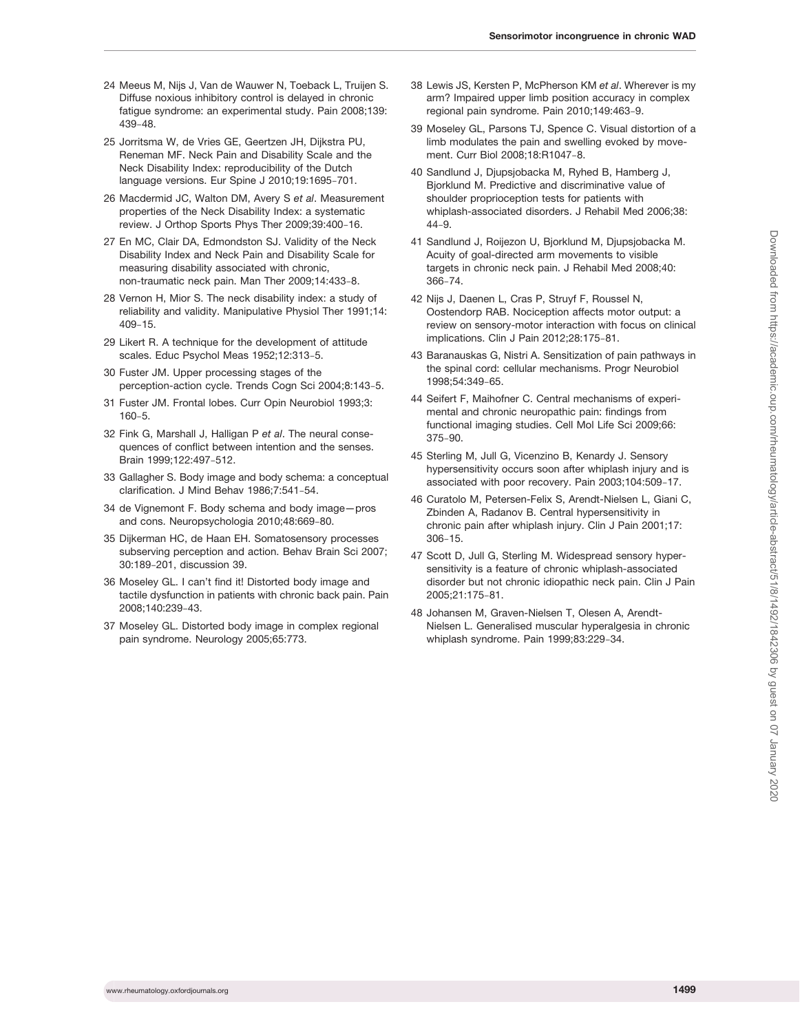24 Meeus M, Nijs J, Van de Wauwer N, Toeback L, Truijen S. Diffuse noxious inhibitory control is delayed in chronic fatigue syndrome: an experimental study. Pain 2008;139: 439–48.

25 Jorritsma W, de Vries GE, Geertzen JH, Dijkstra PU, Reneman MF. Neck Pain and Disability Scale and the Neck Disability Index: reproducibility of the Dutch language versions. Eur Spine J 2010;19:1695–701.

26 Macdermid JC, Walton DM, Avery S *et al*. Measurement properties of the Neck Disability Index: a systematic review. J Orthop Sports Phys Ther 2009;39:400–16.

27 En MC, Clair DA, Edmondston SJ. Validity of the Neck Disability Index and Neck Pain and Disability Scale for measuring disability associated with chronic, non-traumatic neck pain. Man Ther 2009;14:433–8.

28 Vernon H, Mior S. The neck disability index: a study of reliability and validity. Manipulative Physiol Ther 1991;14: 409–15.

29 Likert R. A technique for the development of attitude scales. Educ Psychol Meas 1952;12:313–5.

30 Fuster JM. Upper processing stages of the perception-action cycle. Trends Cogn Sci 2004;8:143–5.

31 Fuster JM. Frontal lobes. Curr Opin Neurobiol 1993;3: 160–5.

32 Fink G, Marshall J, Halligan P *et al*. The neural consequences of conflict between intention and the senses. Brain 1999;122:497–512.

33 Gallagher S. Body image and body schema: a conceptual clarification. J Mind Behav 1986;7:541–54.

34 de Vignemont F. Body schema and body image—pros and cons. Neuropsychologia 2010;48:669–80.

35 Dijkerman HC, de Haan EH. Somatosensory processes subserving perception and action. Behav Brain Sci 2007; 30:189–201, discussion 39.

36 Moseley GL. I can't find it! Distorted body image and tactile dysfunction in patients with chronic back pain. Pain 2008;140:239–43.

37 Moseley GL. Distorted body image in complex regional pain syndrome. Neurology 2005;65:773.

38 Lewis JS, Kersten P, McPherson KM *et al*. Wherever is my arm? Impaired upper limb position accuracy in complex regional pain syndrome. Pain 2010;149:463–9.

39 Moseley GL, Parsons TJ, Spence C. Visual distortion of a limb modulates the pain and swelling evoked by movement. Curr Biol 2008;18:R1047–8.

40 Sandlund J, Djupsjobacka M, Ryhed B, Hamberg J, Bjorklund M. Predictive and discriminative value of shoulder proprioception tests for patients with whiplash-associated disorders. J Rehabil Med 2006;38: 44–9.

41 Sandlund J, Roijezon U, Bjorklund M, Djupsjobacka M. Acuity of goal-directed arm movements to visible targets in chronic neck pain. J Rehabil Med 2008;40: 366–74.

42 Nijs J, Daenen L, Cras P, Struyf F, Roussel N, Oostendorp RAB. Nociception affects motor output: a review on sensory-motor interaction with focus on clinical implications. Clin J Pain 2012;28:175–81.

43 Baranauskas G, Nistri A. Sensitization of pain pathways in the spinal cord: cellular mechanisms. Progr Neurobiol 1998;54:349–65.

44 Seifert F, Maihofner C. Central mechanisms of experimental and chronic neuropathic pain: findings from functional imaging studies. Cell Mol Life Sci 2009;66: 375–90.

45 Sterling M, Jull G, Vicenzino B, Kenardy J. Sensory hypersensitivity occurs soon after whiplash injury and is associated with poor recovery. Pain 2003;104:509–17.

46 Curatolo M, Petersen-Felix S, Arendt-Nielsen L, Giani C, Zbinden A, Radanov B. Central hypersensitivity in chronic pain after whiplash injury. Clin J Pain 2001;17: 306–15.

47 Scott D, Jull G, Sterling M. Widespread sensory hypersensitivity is a feature of chronic whiplash-associated disorder but not chronic idiopathic neck pain. Clin J Pain 2005;21:175–81.

48 Johansen M, Graven-Nielsen T, Olesen A, Arendt-Nielsen L. Generalised muscular hyperalgesia in chronic whiplash syndrome. Pain 1999;83:229–34.